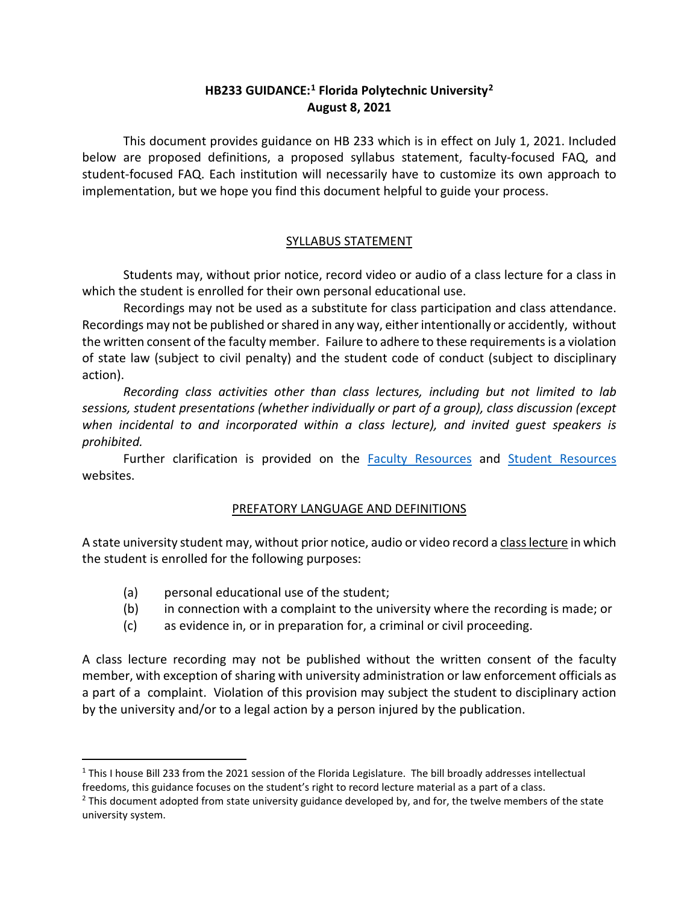# HB233 GUIDANCE:[1] Florida Polytechnic University[2]

**August 8, 2021**

This document provides guidance on HB 233 which is in effect on July 1, 2021. Included below are proposed definitions, a proposed syllabus statement, faculty-focused FAQ, and student-focused FAQ. Each institution will necessarily have to customize its own approach to implementation, but we hope you find this document helpful to guide your process.

## SYLLABUS STATEMENT

Students may, without prior notice, record video or audio of a class lecture for a class in which the student is enrolled for their own personal educational use.

Recordings may not be used as a substitute for class participation and class attendance. Recordings may not be published or shared in any way, either intentionally or accidently, without the written consent of the faculty member. Failure to adhere to these requirements is a violation of state law (subject to civil penalty) and the student code of conduct (subject to disciplinary action).

*Recording class activities other than class lectures, including but not limited to lab sessions, student presentations (whether individually or part of a group), class discussion (except when incidental to and incorporated within a class lecture), and invited guest speakers is prohibited.*

Further clarification is provided on the Faculty Resources and Student Resources websites.

## PREFATORY LANGUAGE AND DEFINITIONS

A state university student may, without prior notice, audio or video record a class lecture in which the student is enrolled for the following purposes:

(a) personal educational use of the student;

(b) in connection with a complaint to the university where the recording is made; or

(c) as evidence in, or in preparation for, a criminal or civil proceeding.

A class lecture recording may not be published without the written consent of the faculty member, with exception of sharing with university administration or law enforcement officials as a part of a complaint. Violation of this provision may subject the student to disciplinary action by the university and/or to a legal action by a person injured by the publication.

---

[1] This I house Bill 233 from the 2021 session of the Florida Legislature. The bill broadly addresses intellectual freedoms, this guidance focuses on the student's right to record lecture material as a part of a class.

[2] This document adopted from state university guidance developed by, and for, the twelve members of the state university system.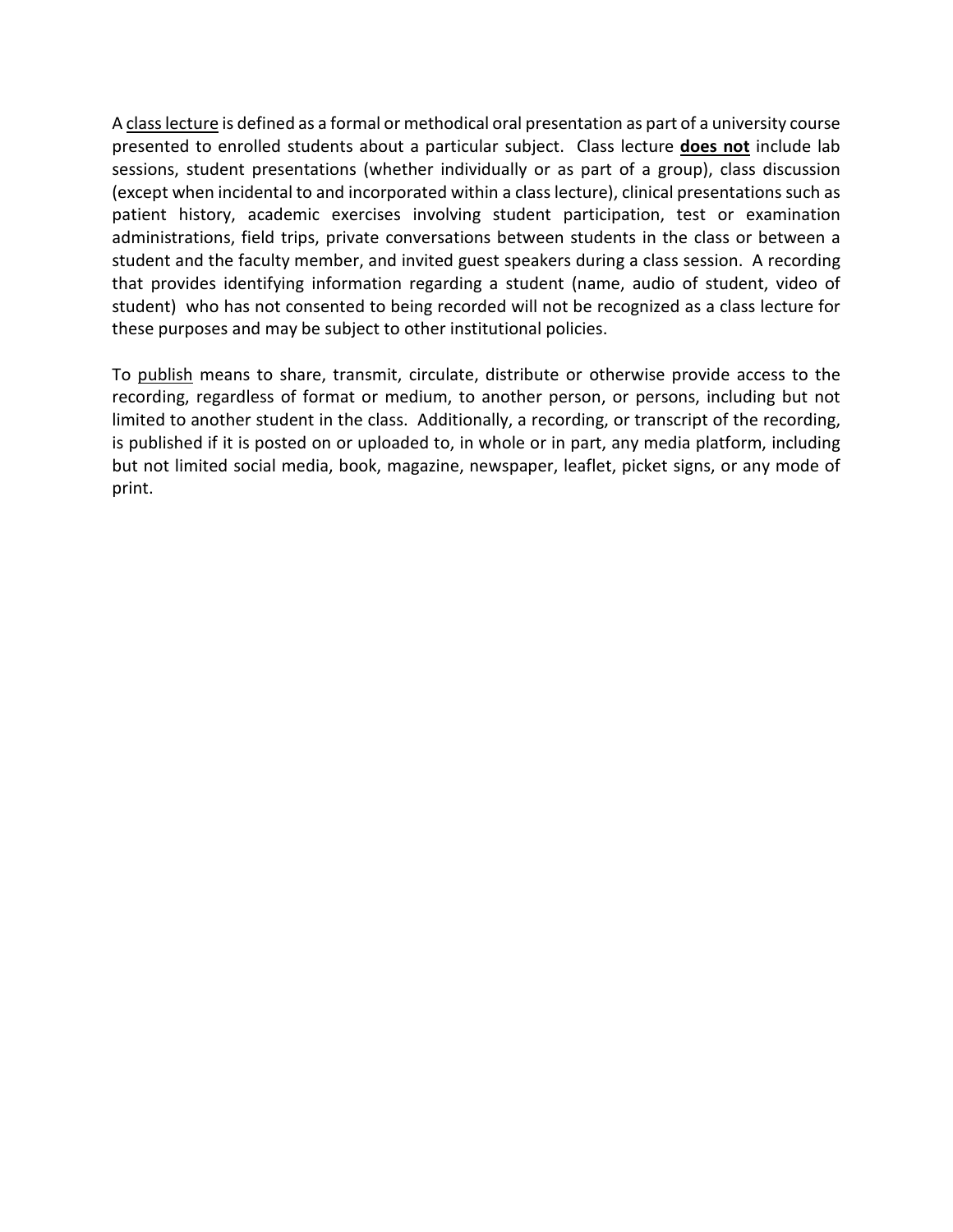A <u>class lecture</u> is defined as a formal or methodical oral presentation as part of a university course presented to enrolled students about a particular subject. Class lecture **<u>does not</u>** include lab sessions, student presentations (whether individually or as part of a group), class discussion (except when incidental to and incorporated within a class lecture), clinical presentations such as patient history, academic exercises involving student participation, test or examination administrations, field trips, private conversations between students in the class or between a student and the faculty member, and invited guest speakers during a class session. A recording that provides identifying information regarding a student (name, audio of student, video of student) who has not consented to being recorded will not be recognized as a class lecture for these purposes and may be subject to other institutional policies.

To <u>publish</u> means to share, transmit, circulate, distribute or otherwise provide access to the recording, regardless of format or medium, to another person, or persons, including but not limited to another student in the class. Additionally, a recording, or transcript of the recording, is published if it is posted on or uploaded to, in whole or in part, any media platform, including but not limited social media, book, magazine, newspaper, leaflet, picket signs, or any mode of print.